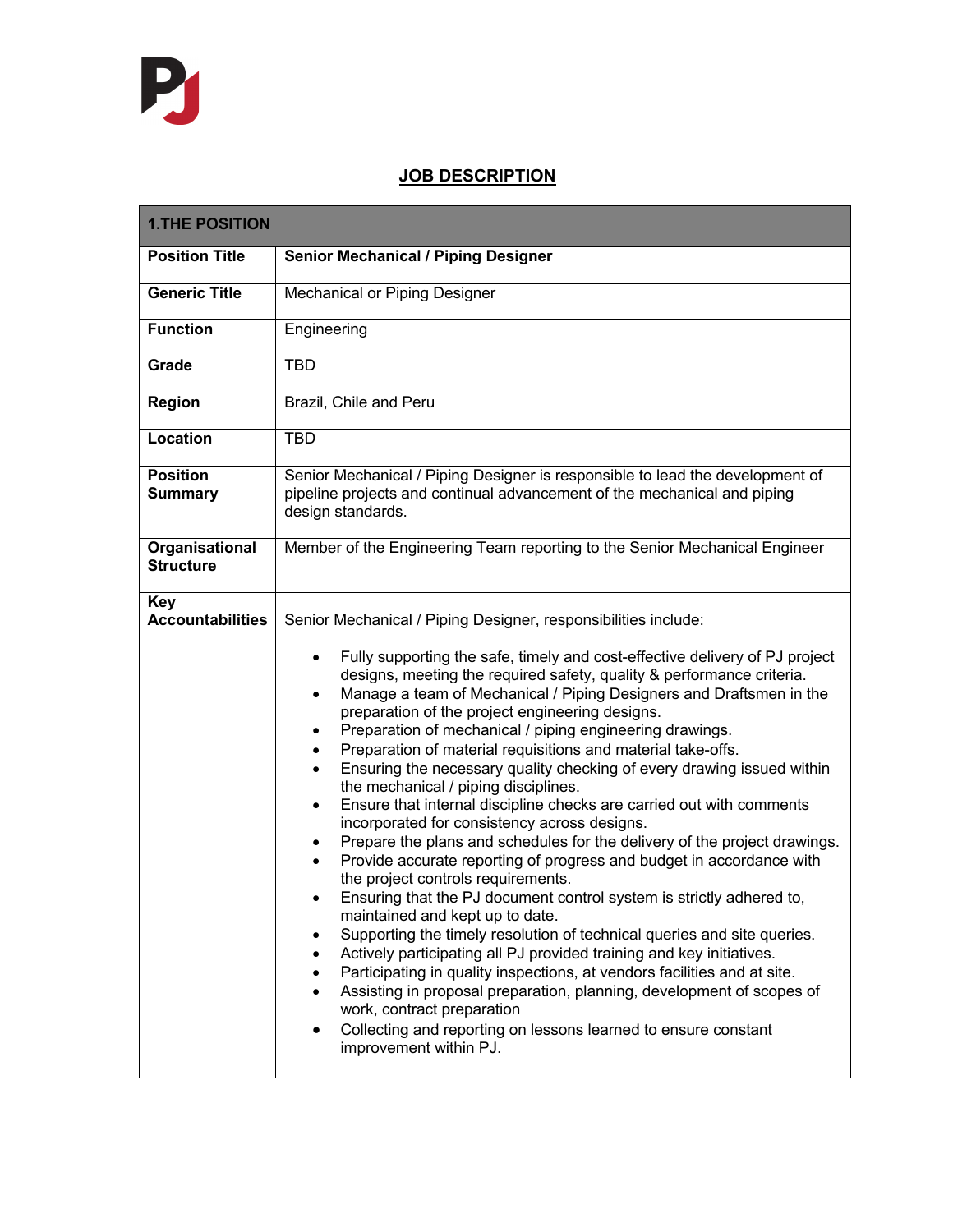# JOB DESCRIPTION

| 1.THE POSITION | |
|---|---|
| **Position Title** | **Senior Mechanical / Piping Designer** |
| **Generic Title** | Mechanical or Piping Designer |
| **Function** | Engineering |
| **Grade** | TBD |
| **Region** | Brazil, Chile and Peru |
| **Location** | TBD |
| **Position Summary** | Senior Mechanical / Piping Designer is responsible to lead the development of pipeline projects and continual advancement of the mechanical and piping design standards. |
| **Organisational Structure** | Member of the Engineering Team reporting to the Senior Mechanical Engineer |
| **Key Accountabilities** | Senior Mechanical / Piping Designer, responsibilities include:<br><br>• Fully supporting the safe, timely and cost-effective delivery of PJ project designs, meeting the required safety, quality & performance criteria.<br>• Manage a team of Mechanical / Piping Designers and Draftsmen in the preparation of the project engineering designs.<br>• Preparation of mechanical / piping engineering drawings.<br>• Preparation of material requisitions and material take-offs.<br>• Ensuring the necessary quality checking of every drawing issued within the mechanical / piping disciplines.<br>• Ensure that internal discipline checks are carried out with comments incorporated for consistency across designs.<br>• Prepare the plans and schedules for the delivery of the project drawings.<br>• Provide accurate reporting of progress and budget in accordance with the project controls requirements.<br>• Ensuring that the PJ document control system is strictly adhered to, maintained and kept up to date.<br>• Supporting the timely resolution of technical queries and site queries.<br>• Actively participating all PJ provided training and key initiatives.<br>• Participating in quality inspections, at vendors facilities and at site.<br>• Assisting in proposal preparation, planning, development of scopes of work, contract preparation<br>• Collecting and reporting on lessons learned to ensure constant improvement within PJ. |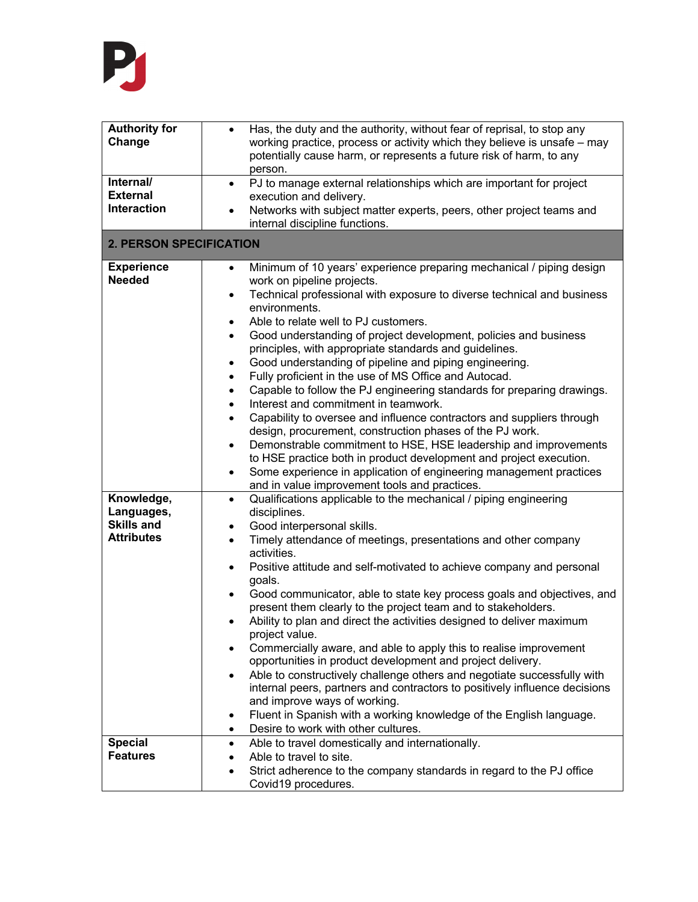| | |
|---|---|
| **Authority for Change** | • Has, the duty and the authority, without fear of reprisal, to stop any working practice, process or activity which they believe is unsafe – may potentially cause harm, or represents a future risk of harm, to any person. |
| **Internal/ External Interaction** | • PJ to manage external relationships which are important for project execution and delivery.<br>• Networks with subject matter experts, peers, other project teams and internal discipline functions. |
| **2. PERSON SPECIFICATION** | |
| **Experience Needed** | • Minimum of 10 years' experience preparing mechanical / piping design work on pipeline projects.<br>• Technical professional with exposure to diverse technical and business environments.<br>• Able to relate well to PJ customers.<br>• Good understanding of project development, policies and business principles, with appropriate standards and guidelines.<br>• Good understanding of pipeline and piping engineering.<br>• Fully proficient in the use of MS Office and Autocad.<br>• Capable to follow the PJ engineering standards for preparing drawings.<br>• Interest and commitment in teamwork.<br>• Capability to oversee and influence contractors and suppliers through design, procurement, construction phases of the PJ work.<br>• Demonstrable commitment to HSE, HSE leadership and improvements to HSE practice both in product development and project execution.<br>• Some experience in application of engineering management practices and in value improvement tools and practices. |
| **Knowledge, Languages, Skills and Attributes** | • Qualifications applicable to the mechanical / piping engineering disciplines.<br>• Good interpersonal skills.<br>• Timely attendance of meetings, presentations and other company activities.<br>• Positive attitude and self-motivated to achieve company and personal goals.<br>• Good communicator, able to state key process goals and objectives, and present them clearly to the project team and to stakeholders.<br>• Ability to plan and direct the activities designed to deliver maximum project value.<br>• Commercially aware, and able to apply this to realise improvement opportunities in product development and project delivery.<br>• Able to constructively challenge others and negotiate successfully with internal peers, partners and contractors to positively influence decisions and improve ways of working.<br>• Fluent in Spanish with a working knowledge of the English language.<br>• Desire to work with other cultures. |
| **Special Features** | • Able to travel domestically and internationally.<br>• Able to travel to site.<br>• Strict adherence to the company standards in regard to the PJ office Covid19 procedures. |